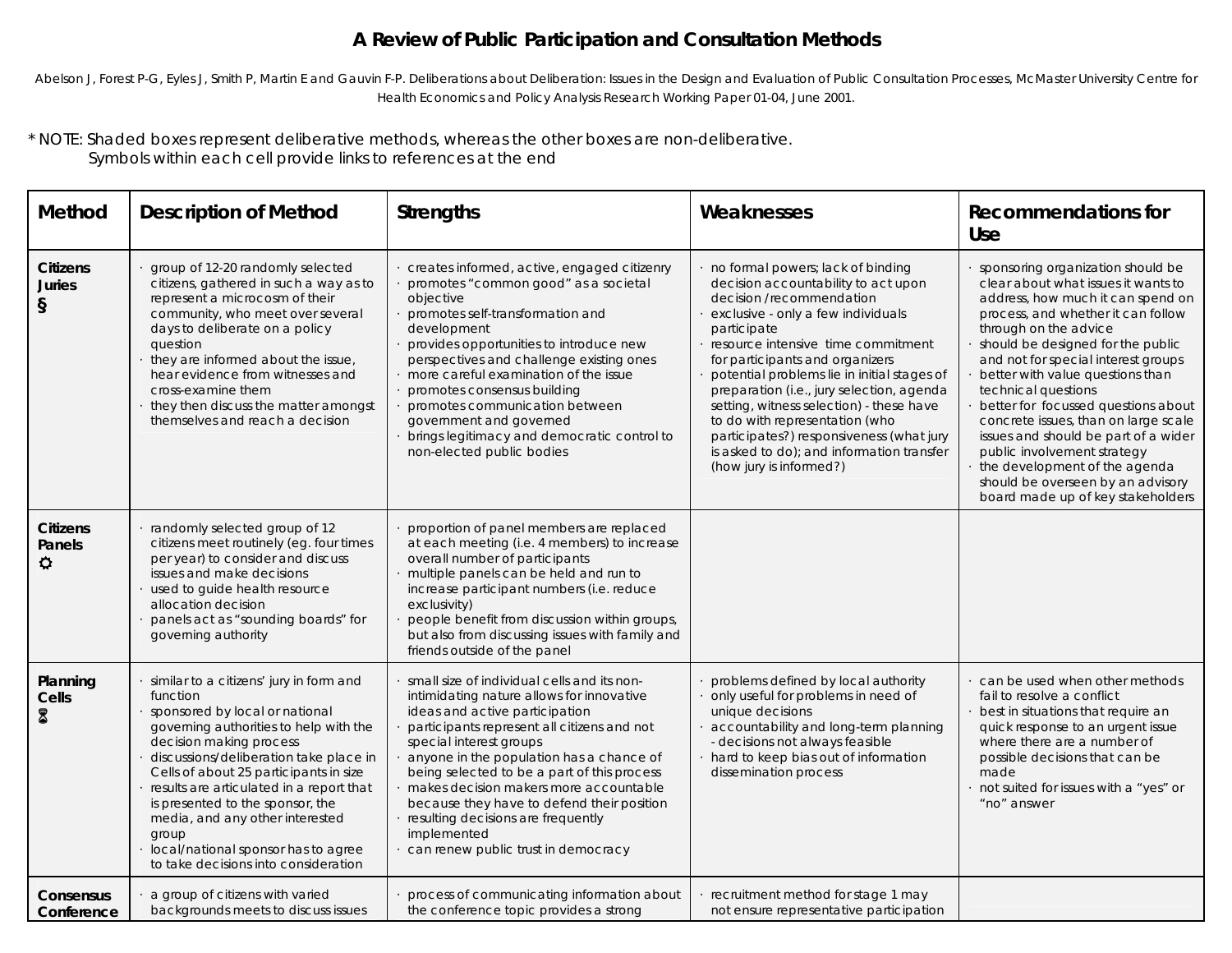# A Review of Public Participation and Consultation Methods

Abelson J, Forest P-G, Eyles J, Smith P, Martin E and Gauvin F-P. Deliberations about Deliberation: Issues in the Design and Evaluation of Public Consultation Processes, McMaster University Centre for Health Economics and Policy Analysis Research Working Paper 01-04, June 2001.

* NOTE: Shaded boxes represent deliberative methods, whereas the other boxes are non-deliberative.
Symbols within each cell provide links to references at the end

| Method | Description of Method | Strengths | Weaknesses | Recommendations for Use |
|---|---|---|---|---|
| **Citizens Juries** § | · group of 12-20 randomly selected citizens, gathered in such a way as to represent a microcosm of their community, who meet over several days to deliberate on a policy question<br>· they are informed about the issue, hear evidence from witnesses and cross-examine them<br>· they then discuss the matter amongst themselves and reach a decision | · creates informed, active, engaged citizenry<br>· promotes "common good" as a societal objective<br>· promotes self-transformation and development<br>· provides opportunities to introduce new perspectives and challenge existing ones<br>· more careful examination of the issue<br>· promotes consensus building<br>· promotes communication between government and governed<br>· brings legitimacy and democratic control to non-elected public bodies | · no formal powers; lack of binding decision accountability to act upon decision /recommendation<br>· exclusive - only a few individuals participate<br>· resource intensive time commitment for participants and organizers<br>· potential problems lie in initial stages of preparation (i.e., jury selection, agenda setting, witness selection) - these have to do with representation (who participates?) responsiveness (what jury is asked to do); and information transfer (how jury is informed?) | · sponsoring organization should be clear about what issues it wants to address, how much it can spend on process, and whether it can follow through on the advice<br>· should be designed for the public and not for special interest groups<br>· better with value questions than technical questions<br>· better for focussed questions about concrete issues, than on large scale issues and should be part of a wider public involvement strategy<br>· the development of the agenda should be overseen by an advisory board made up of key stakeholders |
| **Citizens Panels** ☼ | · randomly selected group of 12 citizens meet routinely (eg. four times per year) to consider and discuss issues and make decisions<br>· used to guide health resource allocation decision<br>· panels act as "sounding boards" for governing authority | · proportion of panel members are replaced at each meeting (i.e. 4 members) to increase overall number of participants<br>· multiple panels can be held and run to increase participant numbers (i.e. reduce exclusivity)<br>· people benefit from discussion within groups, but also from discussing issues with family and friends outside of the panel | | |
| **Planning Cells** ⌛ | · similar to a citizens' jury in form and function<br>· sponsored by local or national governing authorities to help with the decision making process<br>· discussions/deliberation take place in Cells of about 25 participants in size<br>· results are articulated in a report that is presented to the sponsor, the media, and any other interested group<br>· local/national sponsor has to agree to take decisions into consideration | · small size of individual cells and its non-intimidating nature allows for innovative ideas and active participation<br>· participants represent all citizens and not special interest groups<br>· anyone in the population has a chance of being selected to be a part of this process<br>· makes decision makers more accountable because they have to defend their position<br>· resulting decisions are frequently implemented<br>· can renew public trust in democracy | · problems defined by local authority<br>· only useful for problems in need of unique decisions<br>· accountability and long-term planning - decisions not always feasible<br>· hard to keep bias out of information dissemination process | · can be used when other methods fail to resolve a conflict<br>· best in situations that require an quick response to an urgent issue where there are a number of possible decisions that can be made<br>· not suited for issues with a "yes" or "no" answer |
| **Consensus Conference** | · a group of citizens with varied backgrounds meets to discuss issues | · process of communicating information about the conference topic provides a strong | · recruitment method for stage 1 may not ensure representative participation | |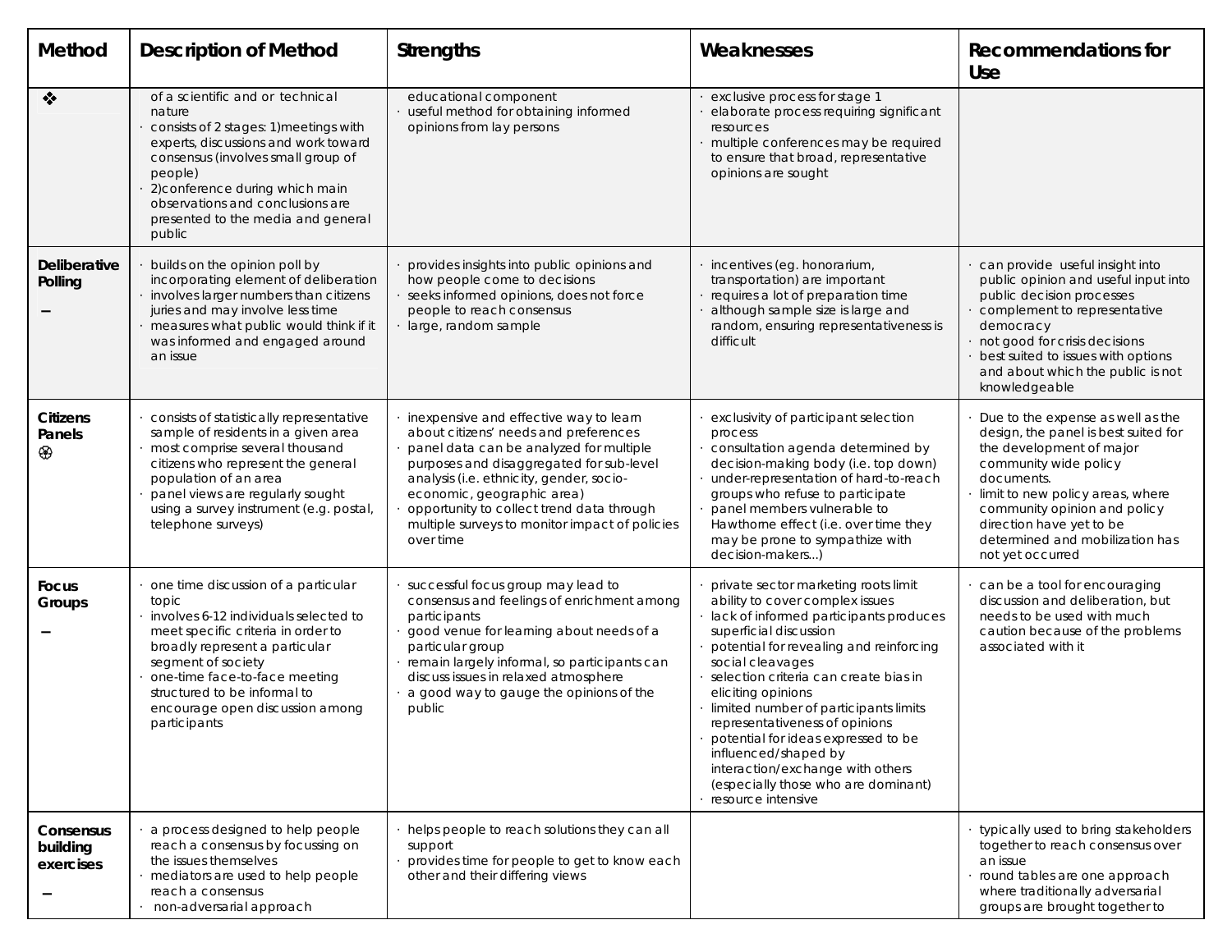| Method | Description of Method | Strengths | Weaknesses | Recommendations for Use |
|---|---|---|---|---|
| ❖ | of a scientific and or technical nature<br>· consists of 2 stages: 1)meetings with experts, discussions and work toward consensus (involves small group of people)<br>· 2)conference during which main observations and conclusions are presented to the media and general public | educational component<br>· useful method for obtaining informed opinions from lay persons | · exclusive process for stage 1<br>· elaborate process requiring significant resources<br>· multiple conferences may be required to ensure that broad, representative opinions are sought | |
| **Deliberative Polling**<br>– | · builds on the opinion poll by incorporating element of deliberation<br>· involves larger numbers than citizens juries and may involve less time<br>· measures what public would think if it was informed and engaged around an issue | · provides insights into public opinions and how people come to decisions<br>· seeks informed opinions, does not force people to reach consensus<br>· large, random sample | · incentives (eg. honorarium, transportation) are important<br>· requires a lot of preparation time<br>· although sample size is large and random, ensuring representativeness is difficult | · can provide useful insight into public opinion and useful input into public decision processes<br>· complement to representative democracy<br>· not good for crisis decisions<br>· best suited to issues with options and about which the public is not knowledgeable |
| **Citizens Panels**<br>⊛ | · consists of statistically representative sample of residents in a given area<br>· most comprise several thousand citizens who represent the general population of an area<br>· panel views are regularly sought using a survey instrument (e.g. postal, telephone surveys) | · inexpensive and effective way to learn about citizens' needs and preferences<br>· panel data can be analyzed for multiple purposes and disaggregated for sub-level analysis (i.e. ethnicity, gender, socio-economic, geographic area)<br>· opportunity to collect trend data through multiple surveys to monitor impact of policies over time | · exclusivity of participant selection process<br>· consultation agenda determined by decision-making body (i.e. top down)<br>· under-representation of hard-to-reach groups who refuse to participate<br>· panel members vulnerable to Hawthorne effect (i.e. over time they may be prone to sympathize with decision-makers…) | · Due to the expense as well as the design, the panel is best suited for the development of major community wide policy documents.<br>· limit to new policy areas, where community opinion and policy direction have yet to be determined and mobilization has not yet occurred |
| **Focus Groups**<br>– | · one time discussion of a particular topic<br>· involves 6-12 individuals selected to meet specific criteria in order to broadly represent a particular segment of society<br>· one-time face-to-face meeting structured to be informal to encourage open discussion among participants | · successful focus group may lead to consensus and feelings of enrichment among participants<br>· good venue for learning about needs of a particular group<br>· remain largely informal, so participants can discuss issues in relaxed atmosphere<br>· a good way to gauge the opinions of the public | · private sector marketing roots limit ability to cover complex issues<br>· lack of informed participants produces superficial discussion<br>· potential for revealing and reinforcing social cleavages<br>· selection criteria can create bias in eliciting opinions<br>· limited number of participants limits representativeness of opinions<br>· potential for ideas expressed to be influenced/shaped by interaction/exchange with others (especially those who are dominant)<br>· resource intensive | · can be a tool for encouraging discussion and deliberation, but needs to be used with much caution because of the problems associated with it |
| **Consensus building exercises**<br>– | · a process designed to help people reach a consensus by focussing on the issues themselves<br>· mediators are used to help people reach a consensus<br>· non-adversarial approach | · helps people to reach solutions they can all support<br>· provides time for people to get to know each other and their differing views | | · typically used to bring stakeholders together to reach consensus over an issue<br>· round tables are one approach where traditionally adversarial groups are brought together to |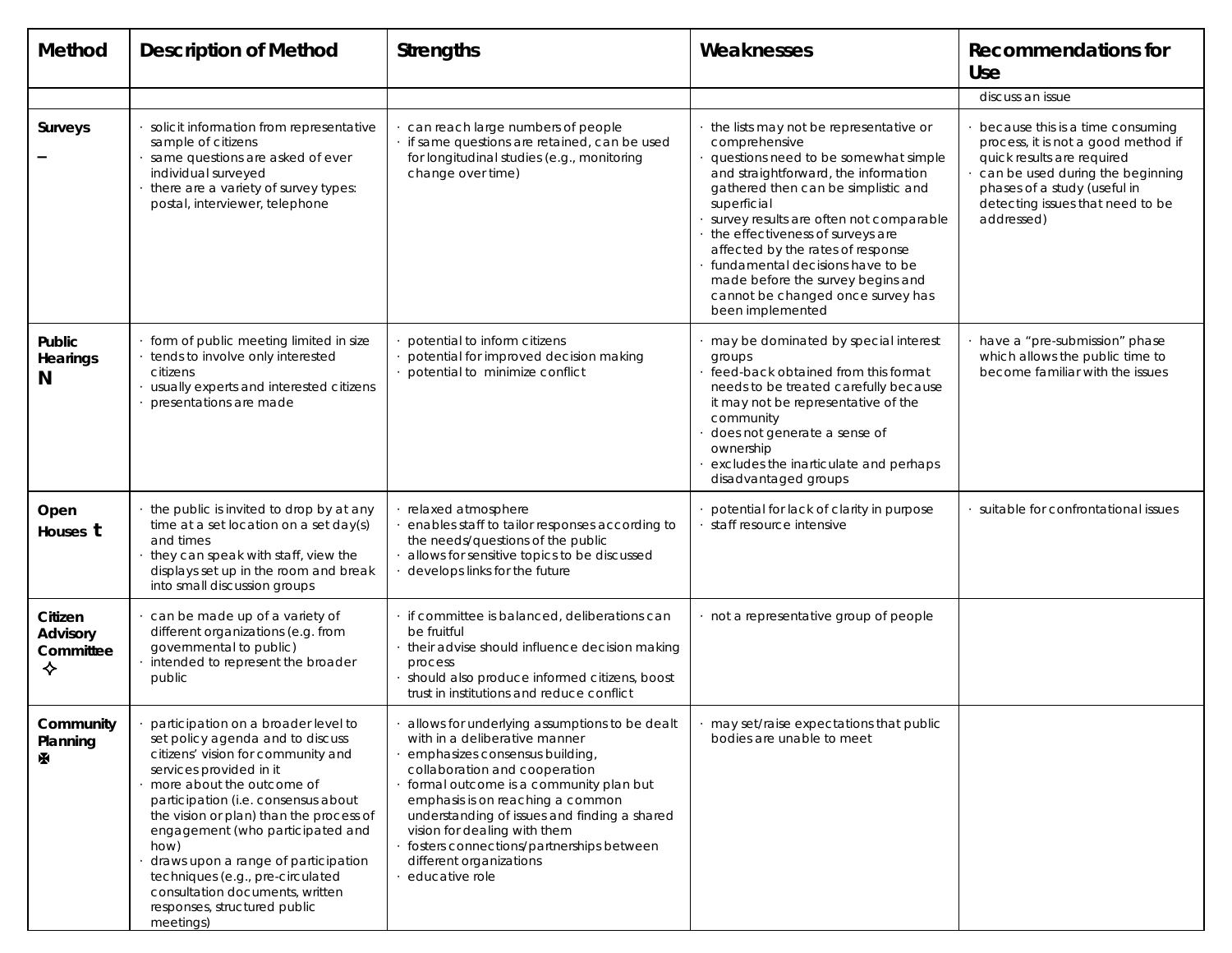| Method | Description of Method | Strengths | Weaknesses | Recommendations for Use |
|---|---|---|---|---|
| | | | | discuss an issue |
| **Surveys** – | · solicit information from representative sample of citizens<br>· same questions are asked of ever individual surveyed<br>· there are a variety of survey types: postal, interviewer, telephone | · can reach large numbers of people<br>· if same questions are retained, can be used for longitudinal studies (e.g., monitoring change over time) | · the lists may not be representative or comprehensive<br>· questions need to be somewhat simple and straightforward, the information gathered then can be simplistic and superficial<br>· survey results are often not comparable<br>· the effectiveness of surveys are affected by the rates of response<br>· fundamental decisions have to be made before the survey begins and cannot be changed once survey has been implemented | · because this is a time consuming process, it is not a good method if quick results are required<br>· can be used during the beginning phases of a study (useful in detecting issues that need to be addressed) |
| **Public Hearings** N | · form of public meeting limited in size<br>· tends to involve only interested citizens<br>· usually experts and interested citizens<br>· presentations are made | · potential to inform citizens<br>· potential for improved decision making<br>· potential to minimize conflict | · may be dominated by special interest groups<br>· feed-back obtained from this format needs to be treated carefully because it may not be representative of the community<br>· does not generate a sense of ownership<br>· excludes the inarticulate and perhaps disadvantaged groups | · have a "pre-submission" phase which allows the public time to become familiar with the issues |
| **Open Houses** t | · the public is invited to drop by at any time at a set location on a set day(s) and times<br>· they can speak with staff, view the displays set up in the room and break into small discussion groups | · relaxed atmosphere<br>· enables staff to tailor responses according to the needs/questions of the public<br>· allows for sensitive topics to be discussed<br>· develops links for the future | · potential for lack of clarity in purpose<br>· staff resource intensive | · suitable for confrontational issues |
| **Citizen Advisory Committee** ✧ | · can be made up of a variety of different organizations (e.g. from governmental to public)<br>· intended to represent the broader public | · if committee is balanced, deliberations can be fruitful<br>· their advise should influence decision making process<br>· should also produce informed citizens, boost trust in institutions and reduce conflict | · not a representative group of people | |
| **Community Planning** ✠ | · participation on a broader level to set policy agenda and to discuss citizens' vision for community and services provided in it<br>· more about the outcome of participation (i.e. consensus about the vision or plan) than the process of engagement (who participated and how)<br>· draws upon a range of participation techniques (e.g., pre-circulated consultation documents, written responses, structured public meetings) | · allows for underlying assumptions to be dealt with in a deliberative manner<br>· emphasizes consensus building, collaboration and cooperation<br>· formal outcome is a community plan but emphasis is on reaching a common understanding of issues and finding a shared vision for dealing with them<br>· fosters connections/partnerships between different organizations<br>· educative role | · may set/raise expectations that public bodies are unable to meet | |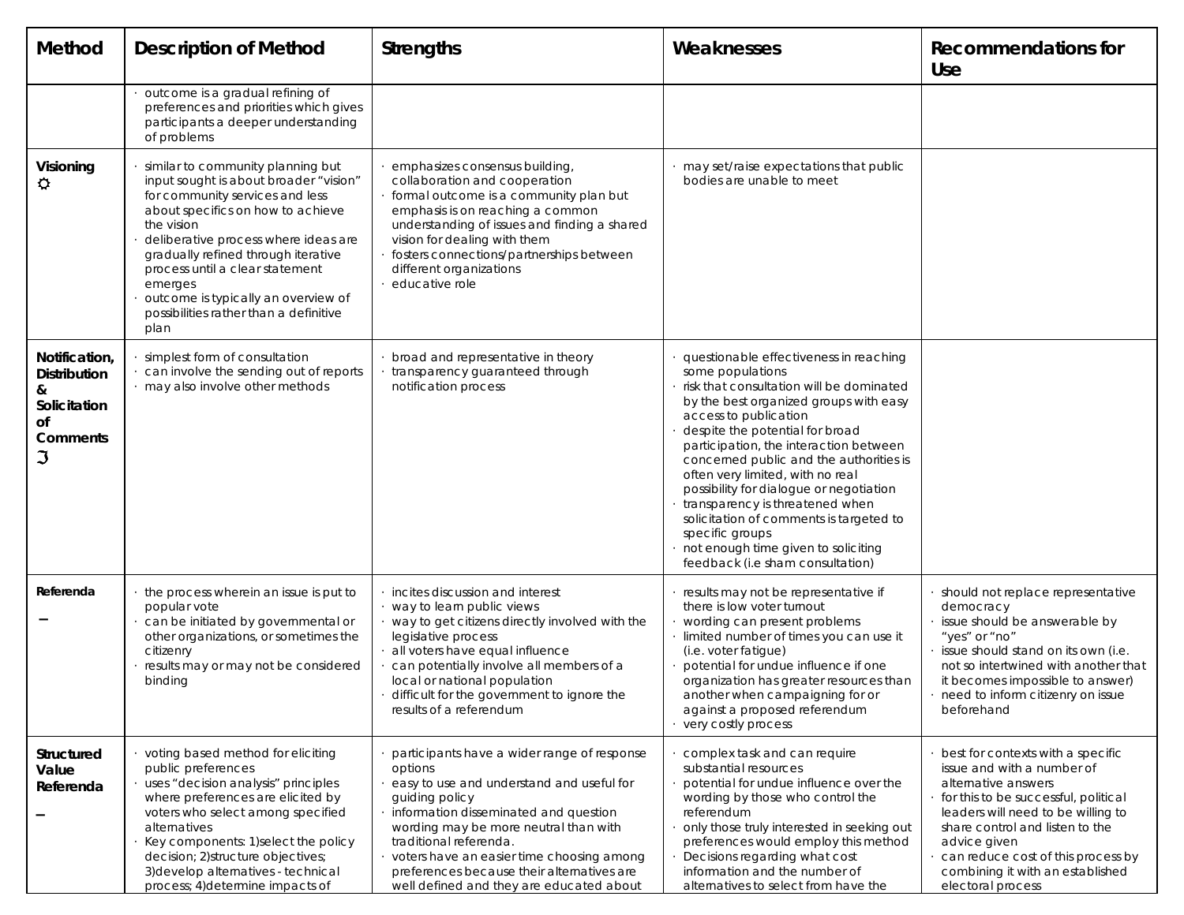| Method | Description of Method | Strengths | Weaknesses | Recommendations for Use |
|---|---|---|---|---|
| | · outcome is a gradual refining of preferences and priorities which gives participants a deeper understanding of problems | | | |
| **Visioning** ☼ | · similar to community planning but input sought is about broader "vision" for community services and less about specifics on how to achieve the vision<br>· deliberative process where ideas are gradually refined through iterative process until a clear statement emerges<br>· outcome is typically an overview of possibilities rather than a definitive plan | · emphasizes consensus building, collaboration and cooperation<br>· formal outcome is a community plan but emphasis is on reaching a common understanding of issues and finding a shared vision for dealing with them<br>· fosters connections/partnerships between different organizations<br>· educative role | · may set/raise expectations that public bodies are unable to meet | |
| **Notification, Distribution & Solicitation of Comments** ℑ | · simplest form of consultation<br>· can involve the sending out of reports<br>· may also involve other methods | · broad and representative in theory<br>· transparency guaranteed through notification process | · questionable effectiveness in reaching some populations<br>· risk that consultation will be dominated by the best organized groups with easy access to publication<br>· despite the potential for broad participation, the interaction between concerned public and the authorities is often very limited, with no real possibility for dialogue or negotiation<br>· transparency is threatened when solicitation of comments is targeted to specific groups<br>· not enough time given to soliciting feedback (i.e sham consultation) | |
| **Referenda** – | · the process wherein an issue is put to popular vote<br>· can be initiated by governmental or other organizations, or sometimes the citizenry<br>· results may or may not be considered binding | · incites discussion and interest<br>· way to learn public views<br>· way to get citizens directly involved with the legislative process<br>· all voters have equal influence<br>· can potentially involve all members of a local or national population<br>· difficult for the government to ignore the results of a referendum | · results may not be representative if there is low voter turnout<br>· wording can present problems<br>· limited number of times you can use it (i.e. voter fatigue)<br>· potential for undue influence if one organization has greater resources than another when campaigning for or against a proposed referendum<br>· very costly process | · should not replace representative democracy<br>· issue should be answerable by "yes" or "no"<br>· issue should stand on its own (i.e. not so intertwined with another that it becomes impossible to answer)<br>· need to inform citizenry on issue beforehand |
| **Structured Value Referenda** – | · voting based method for eliciting public preferences<br>· uses "decision analysis" principles where preferences are elicited by voters who select among specified alternatives<br>· Key components: 1)select the policy decision; 2)structure objectives; 3)develop alternatives - technical process; 4)determine impacts of | · participants have a wider range of response options<br>· easy to use and understand and useful for guiding policy<br>· information disseminated and question wording may be more neutral than with traditional referenda.<br>· voters have an easier time choosing among preferences because their alternatives are well defined and they are educated about | · complex task and can require substantial resources<br>· potential for undue influence over the wording by those who control the referendum<br>· only those truly interested in seeking out preferences would employ this method<br>· Decisions regarding what cost information and the number of alternatives to select from have the | · best for contexts with a specific issue and with a number of alternative answers<br>· for this to be successful, political leaders will need to be willing to share control and listen to the advice given<br>· can reduce cost of this process by combining it with an established electoral process |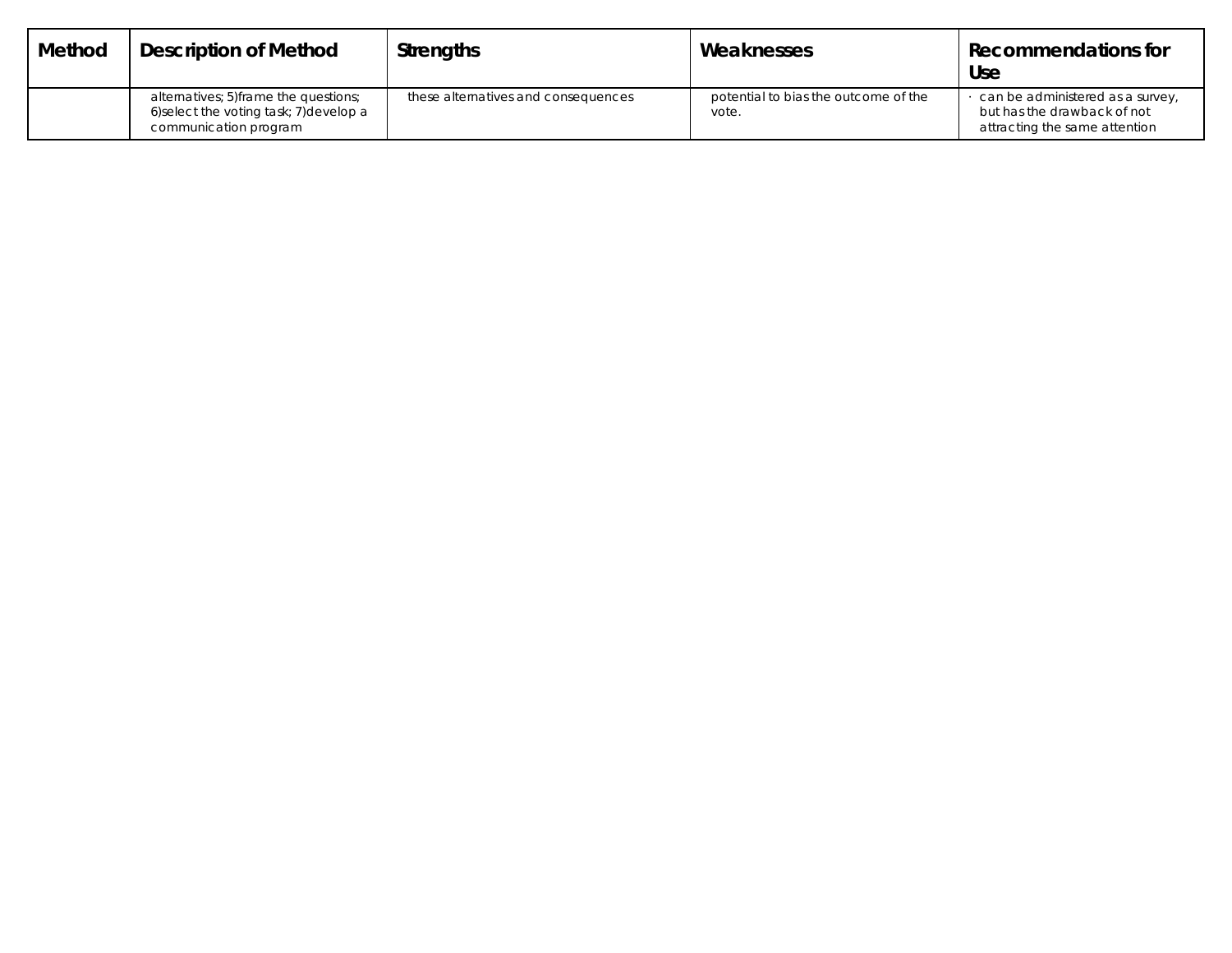| Method | Description of Method | Strengths | Weaknesses | Recommendations for Use |
| --- | --- | --- | --- | --- |
| | alternatives; 5)frame the questions; 6)select the voting task; 7)develop a communication program | these alternatives and consequences | potential to bias the outcome of the vote. | · can be administered as a survey, but has the drawback of not attracting the same attention |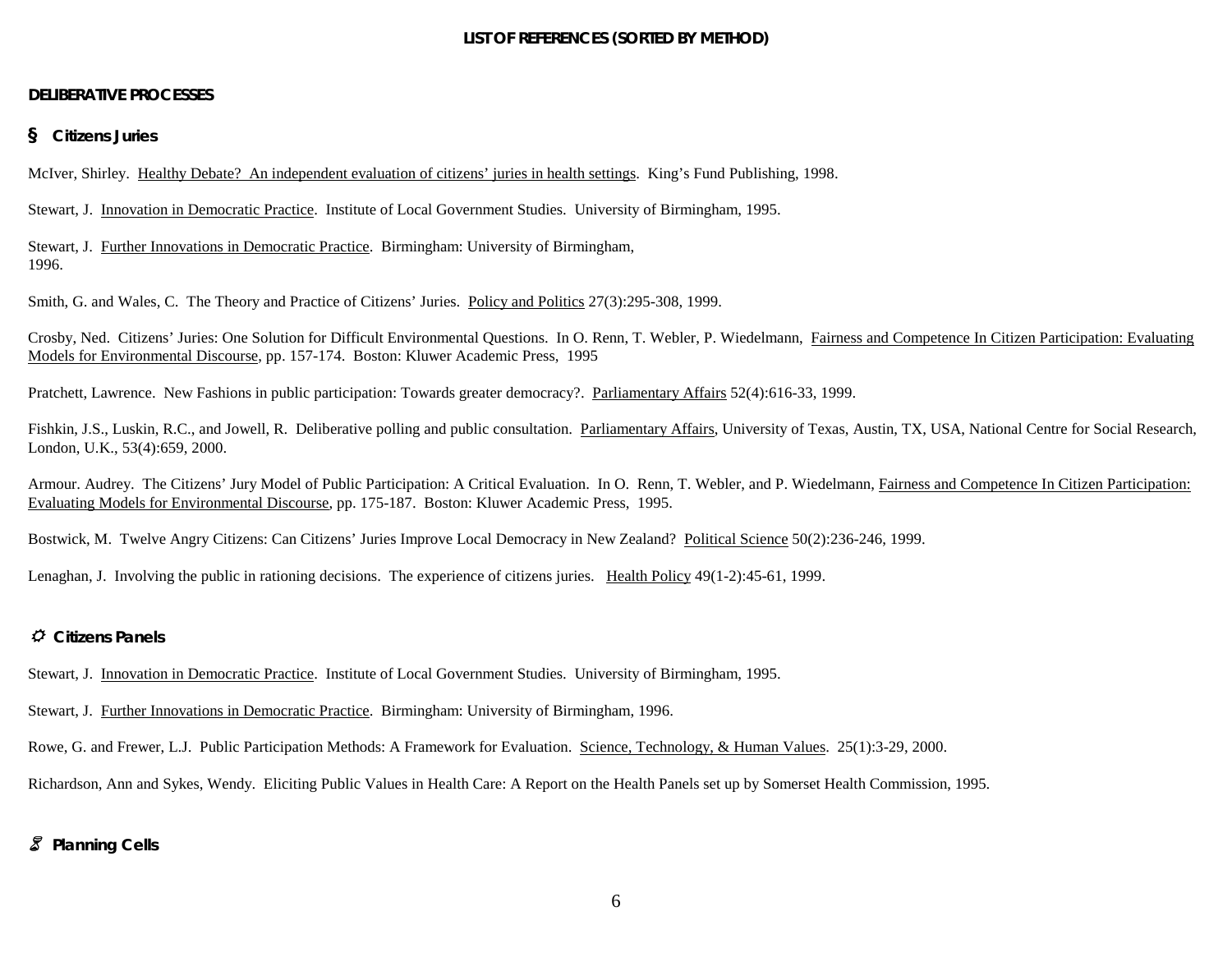## LIST OF REFERENCES (SORTED BY METHOD)

### DELIBERATIVE PROCESSES

#### § Citizens Juries

McIver, Shirley. Healthy Debate? An independent evaluation of citizens' juries in health settings. King's Fund Publishing, 1998.

Stewart, J. Innovation in Democratic Practice. Institute of Local Government Studies. University of Birmingham, 1995.

Stewart, J. Further Innovations in Democratic Practice. Birmingham: University of Birmingham, 1996.

Smith, G. and Wales, C. The Theory and Practice of Citizens' Juries. Policy and Politics 27(3):295-308, 1999.

Crosby, Ned. Citizens' Juries: One Solution for Difficult Environmental Questions. In O. Renn, T. Webler, P. Wiedelmann, Fairness and Competence In Citizen Participation: Evaluating Models for Environmental Discourse, pp. 157-174. Boston: Kluwer Academic Press, 1995

Pratchett, Lawrence. New Fashions in public participation: Towards greater democracy?. Parliamentary Affairs 52(4):616-33, 1999.

Fishkin, J.S., Luskin, R.C., and Jowell, R. Deliberative polling and public consultation. Parliamentary Affairs, University of Texas, Austin, TX, USA, National Centre for Social Research, London, U.K., 53(4):659, 2000.

Armour. Audrey. The Citizens' Jury Model of Public Participation: A Critical Evaluation. In O. Renn, T. Webler, and P. Wiedelmann, Fairness and Competence In Citizen Participation: Evaluating Models for Environmental Discourse, pp. 175-187. Boston: Kluwer Academic Press, 1995.

Bostwick, M. Twelve Angry Citizens: Can Citizens' Juries Improve Local Democracy in New Zealand? Political Science 50(2):236-246, 1999.

Lenaghan, J. Involving the public in rationing decisions. The experience of citizens juries. Health Policy 49(1-2):45-61, 1999.

#### Citizens Panels

Stewart, J. Innovation in Democratic Practice. Institute of Local Government Studies. University of Birmingham, 1995.

Stewart, J. Further Innovations in Democratic Practice. Birmingham: University of Birmingham, 1996.

Rowe, G. and Frewer, L.J. Public Participation Methods: A Framework for Evaluation. Science, Technology, & Human Values. 25(1):3-29, 2000.

Richardson, Ann and Sykes, Wendy. Eliciting Public Values in Health Care: A Report on the Health Panels set up by Somerset Health Commission, 1995.

#### Planning Cells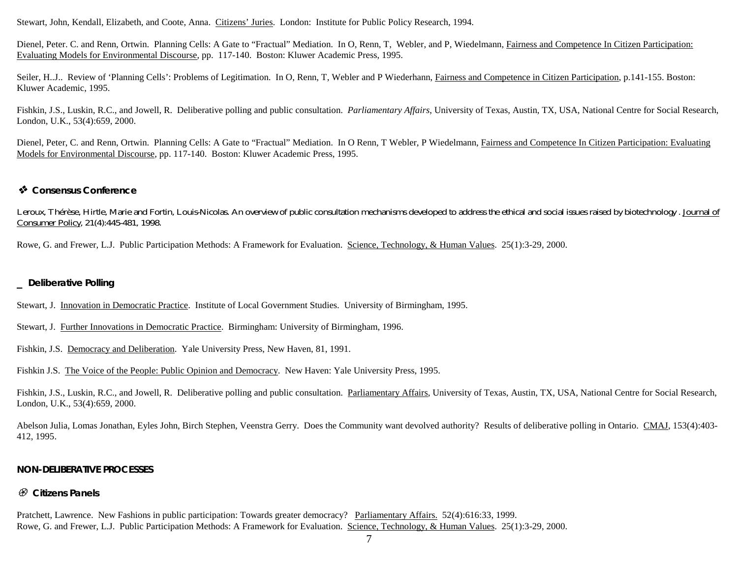Stewart, John, Kendall, Elizabeth, and Coote, Anna. Citizens' Juries. London: Institute for Public Policy Research, 1994.

Dienel, Peter. C. and Renn, Ortwin. Planning Cells: A Gate to "Fractual" Mediation. In O, Renn, T, Webler, and P, Wiedelmann, Fairness and Competence In Citizen Participation: Evaluating Models for Environmental Discourse, pp. 117-140. Boston: Kluwer Academic Press, 1995.

Seiler, H..J.. Review of 'Planning Cells': Problems of Legitimation. In O, Renn, T, Webler and P Wiederhann, Fairness and Competence in Citizen Participation, p.141-155. Boston: Kluwer Academic, 1995.

Fishkin, J.S., Luskin, R.C., and Jowell, R. Deliberative polling and public consultation. *Parliamentary Affairs*, University of Texas, Austin, TX, USA, National Centre for Social Research, London, U.K., 53(4):659, 2000.

Dienel, Peter, C. and Renn, Ortwin. Planning Cells: A Gate to "Fractual" Mediation. In O Renn, T Webler, P Wiedelmann, Fairness and Competence In Citizen Participation: Evaluating Models for Environmental Discourse, pp. 117-140. Boston: Kluwer Academic Press, 1995.

### ❖ Consensus Conference

Leroux, Thérèse, Hirtle, Marie and Fortin, Louis-Nicolas. An overview of public consultation mechanisms developed to address the ethical and social issues raised by biotechnology. Journal of Consumer Policy, 21(4):445-481, 1998.

Rowe, G. and Frewer, L.J. Public Participation Methods: A Framework for Evaluation. Science, Technology, & Human Values. 25(1):3-29, 2000.

### _ Deliberative Polling

Stewart, J. Innovation in Democratic Practice. Institute of Local Government Studies. University of Birmingham, 1995.

Stewart, J. Further Innovations in Democratic Practice. Birmingham: University of Birmingham, 1996.

Fishkin, J.S. Democracy and Deliberation. Yale University Press, New Haven, 81, 1991.

Fishkin J.S. The Voice of the People: Public Opinion and Democracy. New Haven: Yale University Press, 1995.

Fishkin, J.S., Luskin, R.C., and Jowell, R. Deliberative polling and public consultation. Parliamentary Affairs, University of Texas, Austin, TX, USA, National Centre for Social Research, London, U.K., 53(4):659, 2000.

Abelson Julia, Lomas Jonathan, Eyles John, Birch Stephen, Veenstra Gerry. Does the Community want devolved authority? Results of deliberative polling in Ontario. CMAJ, 153(4):403-412, 1995.

## NON-DELIBERATIVE PROCESSES

### Citizens Panels

Pratchett, Lawrence. New Fashions in public participation: Towards greater democracy? Parliamentary Affairs. 52(4):616:33, 1999.
Rowe, G. and Frewer, L.J. Public Participation Methods: A Framework for Evaluation. Science, Technology, & Human Values. 25(1):3-29, 2000.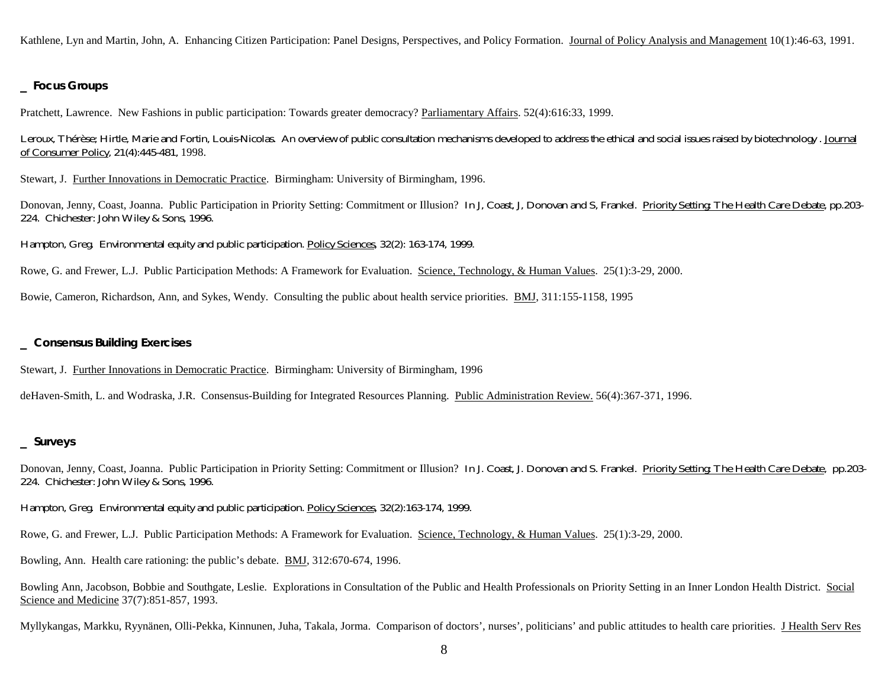Kathlene, Lyn and Martin, John, A. Enhancing Citizen Participation: Panel Designs, Perspectives, and Policy Formation. Journal of Policy Analysis and Management 10(1):46-63, 1991.

## _ Focus Groups

Pratchett, Lawrence. New Fashions in public participation: Towards greater democracy? Parliamentary Affairs. 52(4):616:33, 1999.

Leroux, Thérèse; Hirtle, Marie and Fortin, Louis-Nicolas. An overview of public consultation mechanisms developed to address the ethical and social issues raised by biotechnology. Journal of Consumer Policy, 21(4):445-481, 1998.

Stewart, J. Further Innovations in Democratic Practice. Birmingham: University of Birmingham, 1996.

Donovan, Jenny, Coast, Joanna. Public Participation in Priority Setting: Commitment or Illusion? In J, Coast, J, Donovan and S, Frankel. Priority Setting: The Health Care Debate, pp.203-224. Chichester: John Wiley & Sons, 1996.

Hampton, Greg. Environmental equity and public participation. Policy Sciences, 32(2): 163-174, 1999.

Rowe, G. and Frewer, L.J. Public Participation Methods: A Framework for Evaluation. Science, Technology, & Human Values. 25(1):3-29, 2000.

Bowie, Cameron, Richardson, Ann, and Sykes, Wendy. Consulting the public about health service priorities. BMJ, 311:155-1158, 1995

## _ Consensus Building Exercises

Stewart, J. Further Innovations in Democratic Practice. Birmingham: University of Birmingham, 1996

deHaven-Smith, L. and Wodraska, J.R. Consensus-Building for Integrated Resources Planning. Public Administration Review. 56(4):367-371, 1996.

## _ Surveys

Donovan, Jenny, Coast, Joanna. Public Participation in Priority Setting: Commitment or Illusion? In J. Coast, J. Donovan and S. Frankel. Priority Setting: The Health Care Debate, pp.203-224. Chichester: John Wiley & Sons, 1996.

Hampton, Greg. Environmental equity and public participation. Policy Sciences, 32(2):163-174, 1999.

Rowe, G. and Frewer, L.J. Public Participation Methods: A Framework for Evaluation. Science, Technology, & Human Values. 25(1):3-29, 2000.

Bowling, Ann. Health care rationing: the public's debate. BMJ, 312:670-674, 1996.

Bowling Ann, Jacobson, Bobbie and Southgate, Leslie. Explorations in Consultation of the Public and Health Professionals on Priority Setting in an Inner London Health District. Social Science and Medicine 37(7):851-857, 1993.

Myllykangas, Markku, Ryynänen, Olli-Pekka, Kinnunen, Juha, Takala, Jorma. Comparison of doctors', nurses', politicians' and public attitudes to health care priorities. J Health Serv Res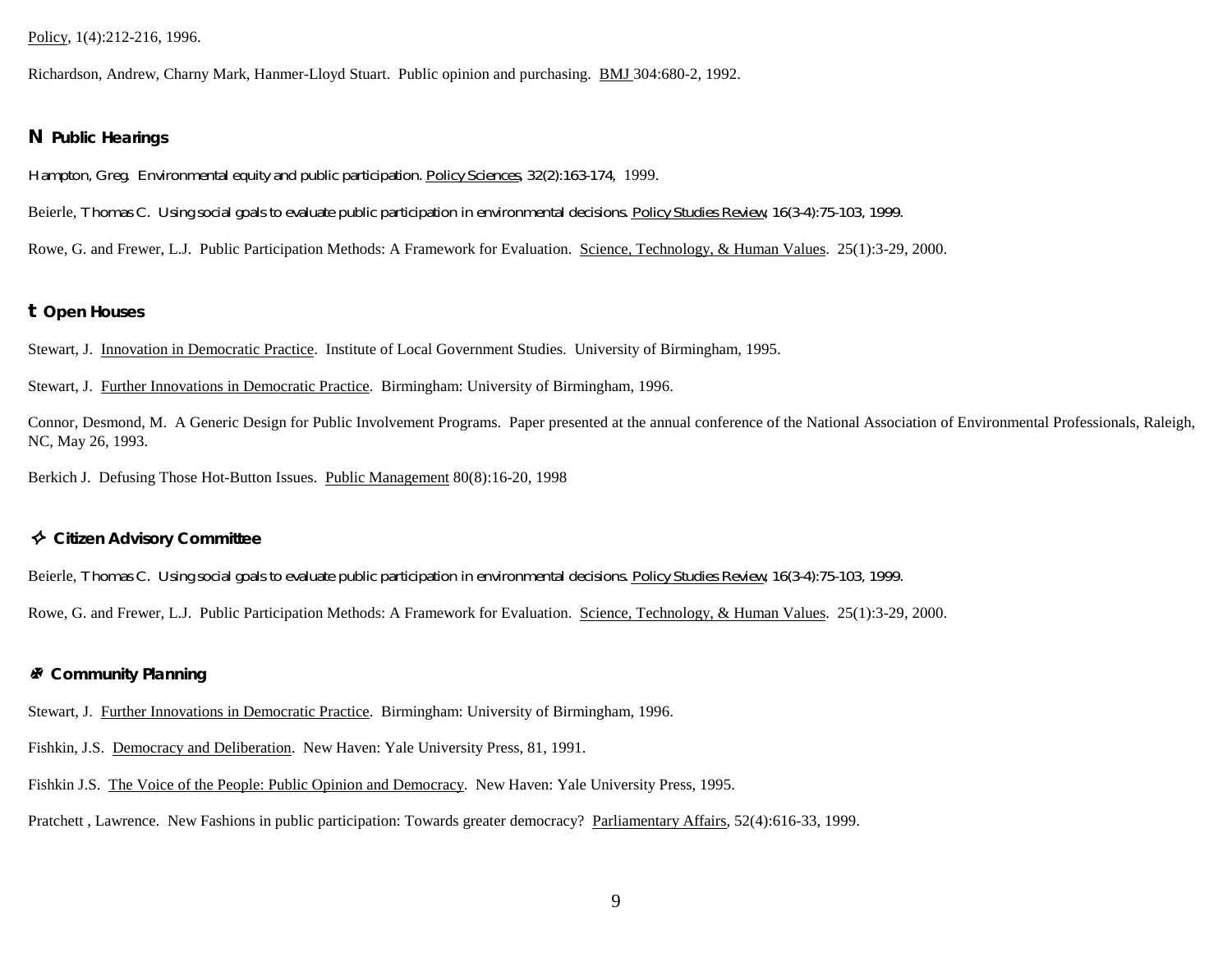Policy, 1(4):212-216, 1996.

Richardson, Andrew, Charny Mark, Hanmer-Lloyd Stuart. Public opinion and purchasing. BMJ 304:680-2, 1992.

## N Public Hearings

Hampton, Greg. Environmental equity and public participation. Policy Sciences, 32(2):163-174, 1999.

Beierle, Thomas C. Using social goals to evaluate public participation in environmental decisions. Policy Studies Review, 16(3-4):75-103, 1999.

Rowe, G. and Frewer, L.J. Public Participation Methods: A Framework for Evaluation. Science, Technology, & Human Values. 25(1):3-29, 2000.

## t Open Houses

Stewart, J. Innovation in Democratic Practice. Institute of Local Government Studies. University of Birmingham, 1995.

Stewart, J. Further Innovations in Democratic Practice. Birmingham: University of Birmingham, 1996.

Connor, Desmond, M. A Generic Design for Public Involvement Programs. Paper presented at the annual conference of the National Association of Environmental Professionals, Raleigh, NC, May 26, 1993.

Berkich J. Defusing Those Hot-Button Issues. Public Management 80(8):16-20, 1998

## ✧ Citizen Advisory Committee

Beierle, Thomas C. Using social goals to evaluate public participation in environmental decisions. Policy Studies Review, 16(3-4):75-103, 1999.

Rowe, G. and Frewer, L.J. Public Participation Methods: A Framework for Evaluation. Science, Technology, & Human Values. 25(1):3-29, 2000.

## Community Planning

Stewart, J. Further Innovations in Democratic Practice. Birmingham: University of Birmingham, 1996.

Fishkin, J.S. Democracy and Deliberation. New Haven: Yale University Press, 81, 1991.

Fishkin J.S. The Voice of the People: Public Opinion and Democracy. New Haven: Yale University Press, 1995.

Pratchett , Lawrence. New Fashions in public participation: Towards greater democracy? Parliamentary Affairs, 52(4):616-33, 1999.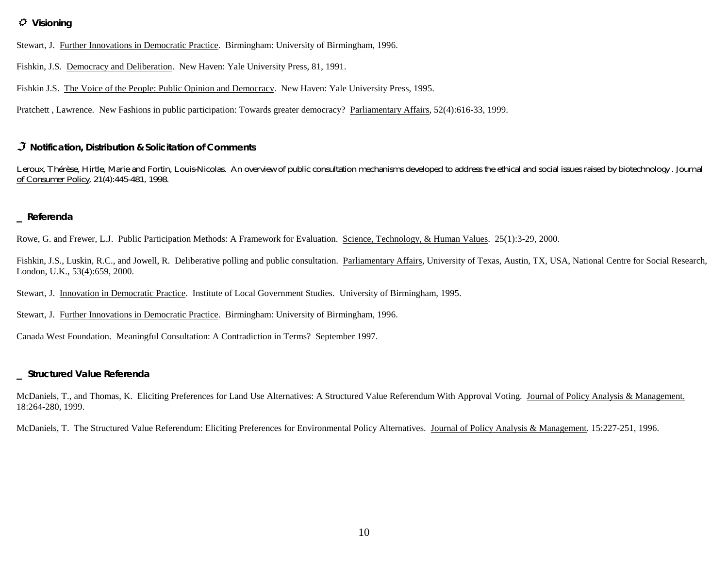### ✡ Visioning

Stewart, J. Further Innovations in Democratic Practice. Birmingham: University of Birmingham, 1996.

Fishkin, J.S. Democracy and Deliberation. New Haven: Yale University Press, 81, 1991.

Fishkin J.S. The Voice of the People: Public Opinion and Democracy. New Haven: Yale University Press, 1995.

Pratchett , Lawrence. New Fashions in public participation: Towards greater democracy? Parliamentary Affairs, 52(4):616-33, 1999.

### ℑ Notification, Distribution & Solicitation of Comments

Leroux, Thérèse, Hirtle, Marie and Fortin, Louis-Nicolas. An overview of public consultation mechanisms developed to address the ethical and social issues raised by biotechnology. Journal of Consumer Policy, 21(4):445-481, 1998.

### _ Referenda

Rowe, G. and Frewer, L.J. Public Participation Methods: A Framework for Evaluation. Science, Technology, & Human Values. 25(1):3-29, 2000.

Fishkin, J.S., Luskin, R.C., and Jowell, R. Deliberative polling and public consultation. Parliamentary Affairs, University of Texas, Austin, TX, USA, National Centre for Social Research, London, U.K., 53(4):659, 2000.

Stewart, J. Innovation in Democratic Practice. Institute of Local Government Studies. University of Birmingham, 1995.

Stewart, J. Further Innovations in Democratic Practice. Birmingham: University of Birmingham, 1996.

Canada West Foundation. Meaningful Consultation: A Contradiction in Terms? September 1997.

### _ Structured Value Referenda

McDaniels, T., and Thomas, K. Eliciting Preferences for Land Use Alternatives: A Structured Value Referendum With Approval Voting. Journal of Policy Analysis & Management. 18:264-280, 1999.

McDaniels, T. The Structured Value Referendum: Eliciting Preferences for Environmental Policy Alternatives. Journal of Policy Analysis & Management. 15:227-251, 1996.